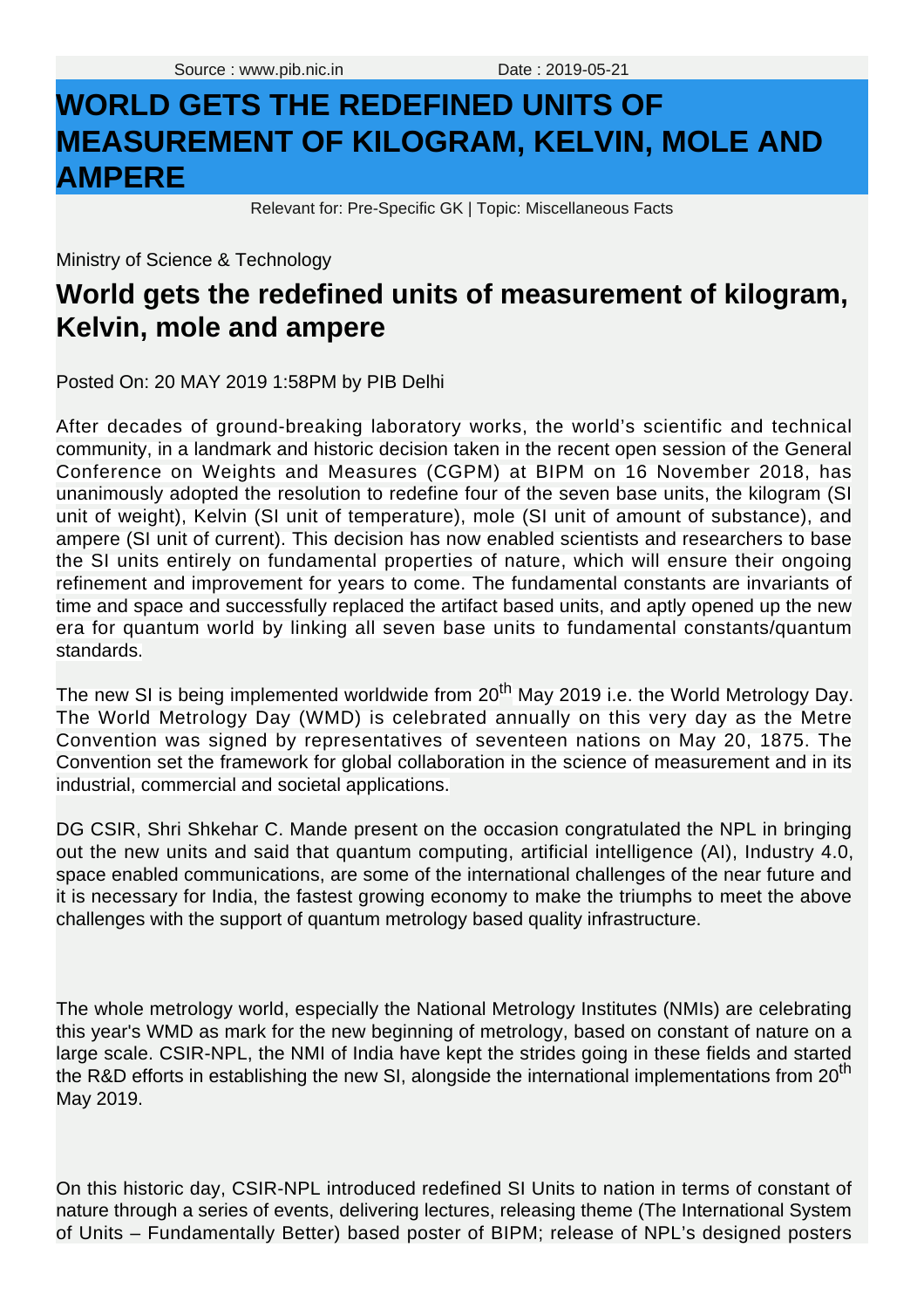Source : www.pib.nic.in Date : 2019-05-21

# WORLD GETS THE REDEFINED UNITS OF MEASUREMENT OF KILOGRAM, KELVIN, MOLE AND AMPERE

Relevant for: Pre-Specific GK | Topic: Miscellaneous Facts

Ministry of Science & Technology

## World gets the redefined units of measurement of kilogram, Kelvin, mole and ampere

Posted On: 20 MAY 2019 1:58PM by PIB Delhi

After decades of ground-breaking laboratory works, the world's scientific and technical community, in a landmark and historic decision taken in the recent open session of the General Conference on Weights and Measures (CGPM) at BIPM on 16 November 2018, has unanimously adopted the resolution to redefine four of the seven base units, the kilogram (SI unit of weight), Kelvin (SI unit of temperature), mole (SI unit of amount of substance), and ampere (SI unit of current). This decision has now enabled scientists and researchers to base the SI units entirely on fundamental properties of nature, which will ensure their ongoing refinement and improvement for years to come. The fundamental constants are invariants of time and space and successfully replaced the artifact based units, and aptly opened up the new era for quantum world by linking all seven base units to fundamental constants/quantum standards.

The new SI is being implemented worldwide from 20th May 2019 i.e. the World Metrology Day. The World Metrology Day (WMD) is celebrated annually on this very day as the Metre Convention was signed by representatives of seventeen nations on May 20, 1875. The Convention set the framework for global collaboration in the science of measurement and in its industrial, commercial and societal applications.

DG CSIR, Shri Shkehar C. Mande present on the occasion congratulated the NPL in bringing out the new units and said that quantum computing, artificial intelligence (AI), Industry 4.0, space enabled communications, are some of the international challenges of the near future and it is necessary for India, the fastest growing economy to make the triumphs to meet the above challenges with the support of quantum metrology based quality infrastructure.

The whole metrology world, especially the National Metrology Institutes (NMIs) are celebrating this year's WMD as mark for the new beginning of metrology, based on constant of nature on a large scale. CSIR-NPL, the NMI of India have kept the strides going in these fields and started the R&D efforts in establishing the new SI, alongside the international implementations from 20th May 2019.

On this historic day, CSIR-NPL introduced redefined SI Units to nation in terms of constant of nature through a series of events, delivering lectures, releasing theme (The International System of Units – Fundamentally Better) based poster of BIPM; release of NPL's designed posters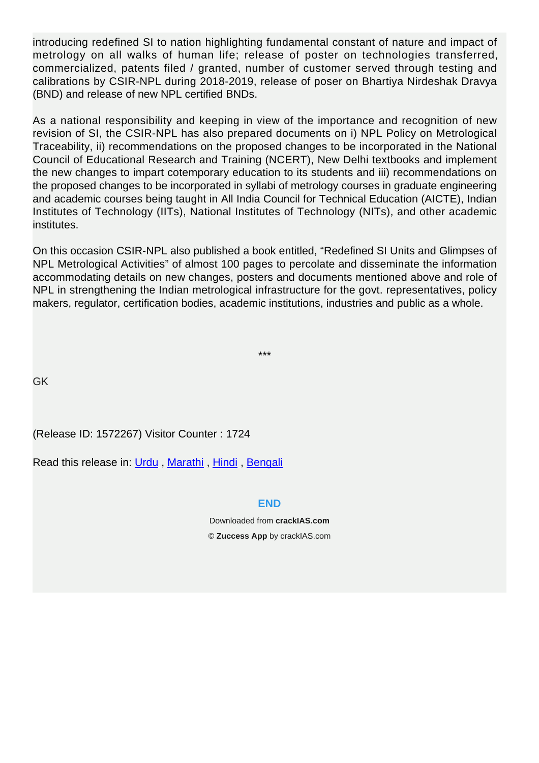introducing redefined SI to nation highlighting fundamental constant of nature and impact of metrology on all walks of human life; release of poster on technologies transferred, commercialized, patents filed / granted, number of customer served through testing and calibrations by CSIR-NPL during 2018-2019, release of poser on Bhartiya Nirdeshak Dravya (BND) and release of new NPL certified BNDs.

As a national responsibility and keeping in view of the importance and recognition of new revision of SI, the CSIR-NPL has also prepared documents on i) NPL Policy on Metrological Traceability, ii) recommendations on the proposed changes to be incorporated in the National Council of Educational Research and Training (NCERT), New Delhi textbooks and implement the new changes to impart cotemporary education to its students and iii) recommendations on the proposed changes to be incorporated in syllabi of metrology courses in graduate engineering and academic courses being taught in All India Council for Technical Education (AICTE), Indian Institutes of Technology (IITs), National Institutes of Technology (NITs), and other academic institutes.

On this occasion CSIR-NPL also published a book entitled, "Redefined SI Units and Glimpses of NPL Metrological Activities" of almost 100 pages to percolate and disseminate the information accommodating details on new changes, posters and documents mentioned above and role of NPL in strengthening the Indian metrological infrastructure for the govt. representatives, policy makers, regulator, certification bodies, academic institutions, industries and public as a whole.

***

GK

(Release ID: 1572267) Visitor Counter : 1724

Read this release in: Urdu , Marathi , Hindi , Bengali

**END**

Downloaded from **crackIAS.com**

© **Zuccess App** by crackIAS.com